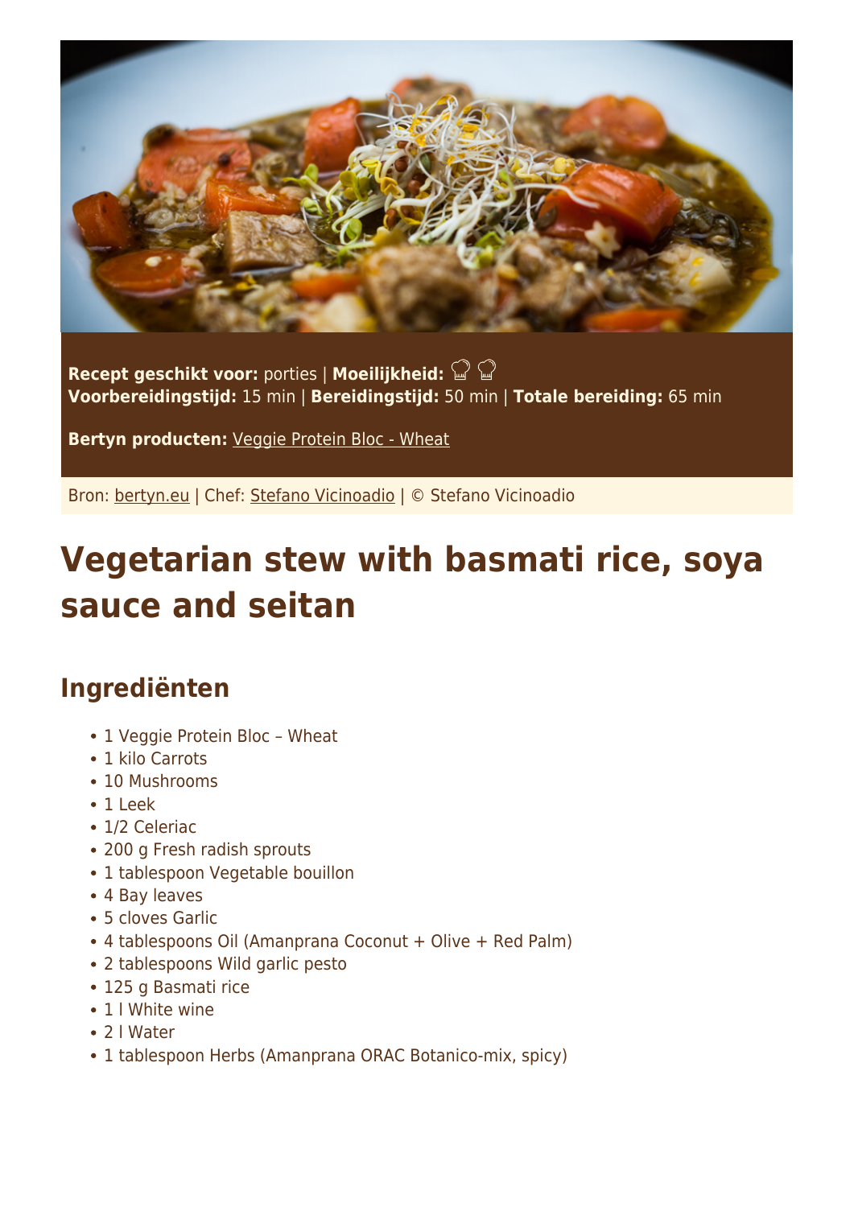**Recept geschikt voor:** porties | **Moeilijkheid:**
**Voorbereidingstijd:** 15 min | **Bereidingstijd:** 50 min | **Totale bereiding:** 65 min

**Bertyn producten:** Veggie Protein Bloc - Wheat

Bron: bertyn.eu | Chef: Stefano Vicinoadio | © Stefano Vicinoadio

# Vegetarian stew with basmati rice, soya sauce and seitan

## Ingrediënten

- 1 Veggie Protein Bloc – Wheat
- 1 kilo Carrots
- 10 Mushrooms
- 1 Leek
- 1/2 Celeriac
- 200 g Fresh radish sprouts
- 1 tablespoon Vegetable bouillon
- 4 Bay leaves
- 5 cloves Garlic
- 4 tablespoons Oil (Amanprana Coconut + Olive + Red Palm)
- 2 tablespoons Wild garlic pesto
- 125 g Basmati rice
- 1 l White wine
- 2 l Water
- 1 tablespoon Herbs (Amanprana ORAC Botanico-mix, spicy)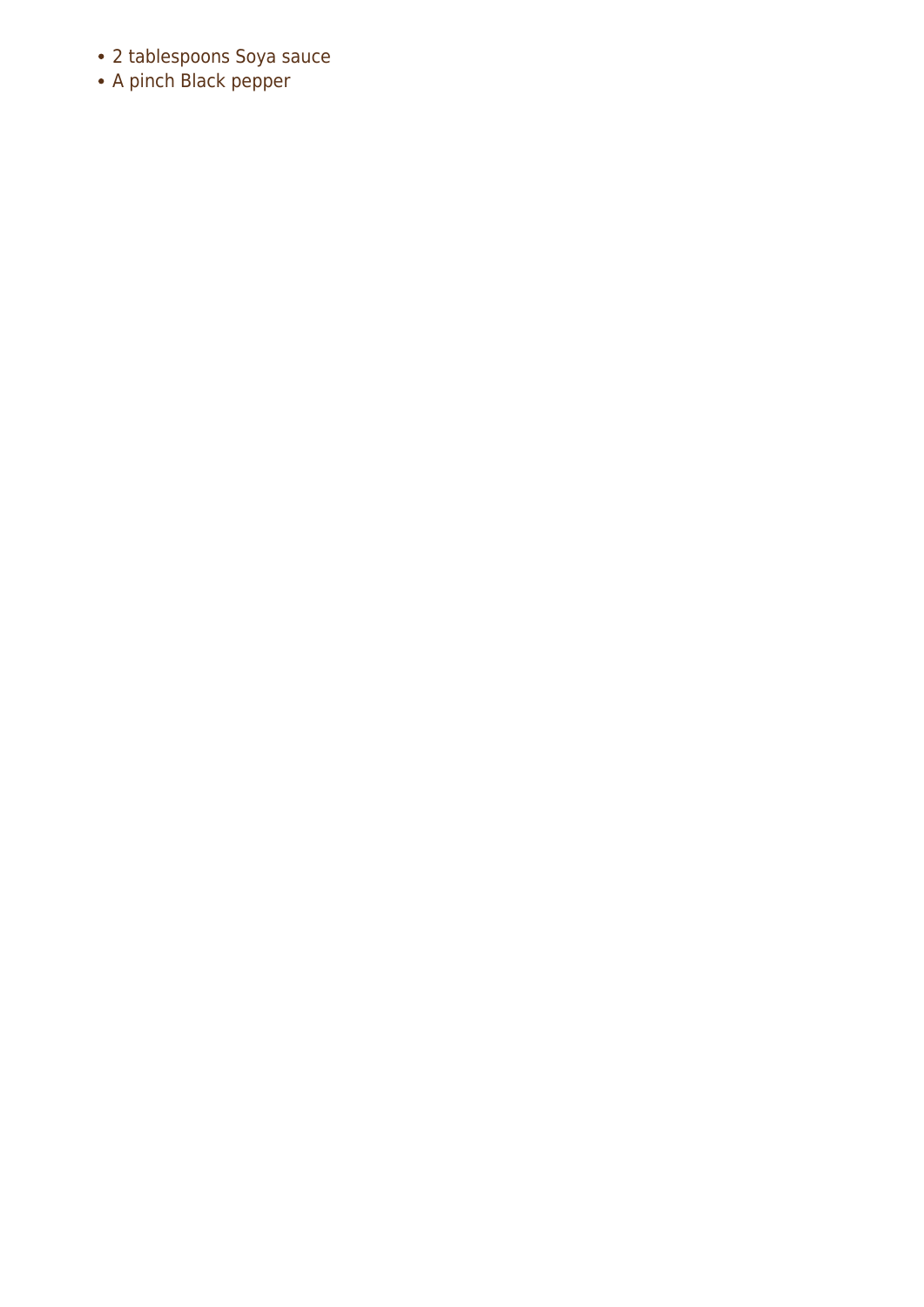- 2 tablespoons Soya sauce
- A pinch Black pepper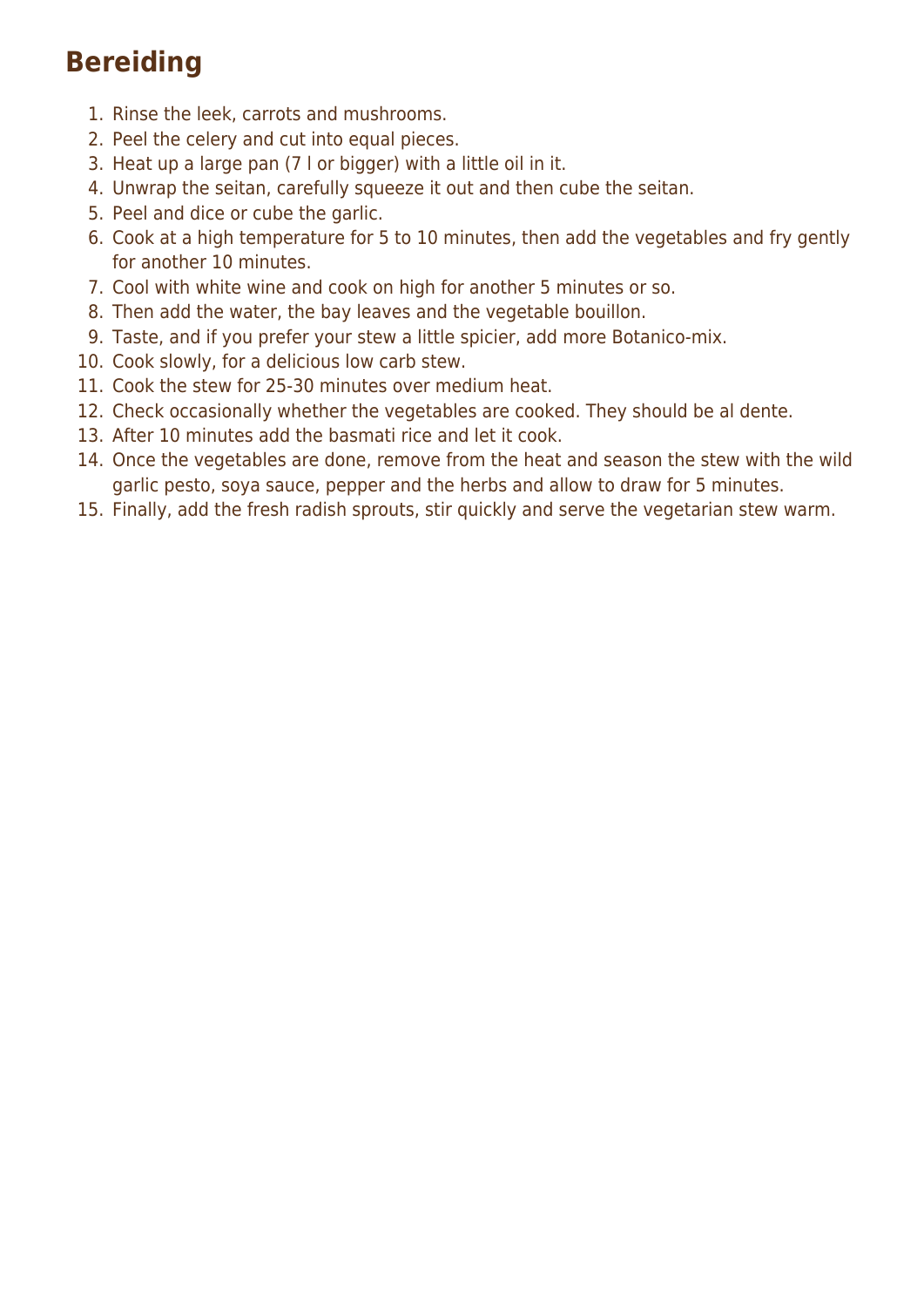## Bereiding

1. Rinse the leek, carrots and mushrooms.
2. Peel the celery and cut into equal pieces.
3. Heat up a large pan (7 l or bigger) with a little oil in it.
4. Unwrap the seitan, carefully squeeze it out and then cube the seitan.
5. Peel and dice or cube the garlic.
6. Cook at a high temperature for 5 to 10 minutes, then add the vegetables and fry gently for another 10 minutes.
7. Cool with white wine and cook on high for another 5 minutes or so.
8. Then add the water, the bay leaves and the vegetable bouillon.
9. Taste, and if you prefer your stew a little spicier, add more Botanico-mix.
10. Cook slowly, for a delicious low carb stew.
11. Cook the stew for 25-30 minutes over medium heat.
12. Check occasionally whether the vegetables are cooked. They should be al dente.
13. After 10 minutes add the basmati rice and let it cook.
14. Once the vegetables are done, remove from the heat and season the stew with the wild garlic pesto, soya sauce, pepper and the herbs and allow to draw for 5 minutes.
15. Finally, add the fresh radish sprouts, stir quickly and serve the vegetarian stew warm.